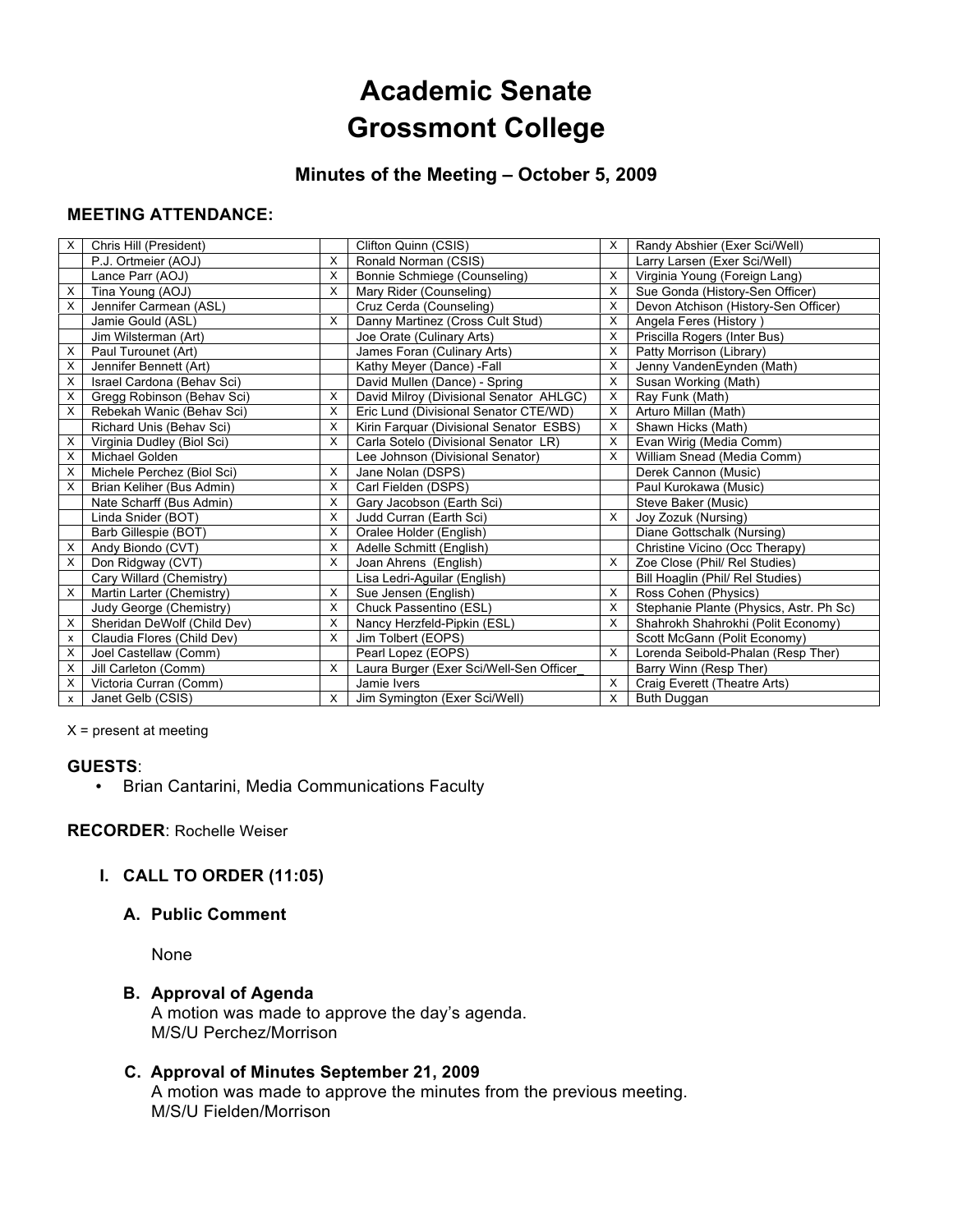# Academic Senate
# Grossmont College

### Minutes of the Meeting – October 5, 2009

**MEETING ATTENDANCE:**

| | | | | | |
|---|---|---|---|---|---|
| X | Chris Hill (President) | | Clifton Quinn (CSIS) | X | Randy Abshier (Exer Sci/Well) |
| | P.J. Ortmeier (AOJ) | X | Ronald Norman (CSIS) | | Larry Larsen (Exer Sci/Well) |
| | Lance Parr (AOJ) | X | Bonnie Schmiege (Counseling) | X | Virginia Young (Foreign Lang) |
| X | Tina Young (AOJ) | X | Mary Rider (Counseling) | X | Sue Gonda (History-Sen Officer) |
| X | Jennifer Carmean (ASL) | | Cruz Cerda (Counseling) | X | Devon Atchison (History-Sen Officer) |
| | Jamie Gould (ASL) | X | Danny Martinez (Cross Cult Stud) | X | Angela Feres (History ) |
| | Jim Wilsterman (Art) | | Joe Orate (Culinary Arts) | X | Priscilla Rogers (Inter Bus) |
| X | Paul Turounet (Art) | | James Foran (Culinary Arts) | X | Patty Morrison (Library) |
| X | Jennifer Bennett (Art) | | Kathy Meyer (Dance) -Fall | X | Jenny VandenEynden (Math) |
| X | Israel Cardona (Behav Sci) | | David Mullen (Dance) - Spring | X | Susan Working (Math) |
| X | Gregg Robinson (Behav Sci) | X | David Milroy (Divisional Senator AHLGC) | X | Ray Funk (Math) |
| X | Rebekah Wanic (Behav Sci) | X | Eric Lund (Divisional Senator CTE/WD) | X | Arturo Millan (Math) |
| | Richard Unis (Behav Sci) | X | Kirin Farquar (Divisional Senator ESBS) | X | Shawn Hicks (Math) |
| X | Virginia Dudley (Biol Sci) | X | Carla Sotelo (Divisional Senator LR) | X | Evan Wirig (Media Comm) |
| X | Michael Golden | | Lee Johnson (Divisional Senator) | X | William Snead (Media Comm) |
| X | Michele Perchez (Biol Sci) | X | Jane Nolan (DSPS) | | Derek Cannon (Music) |
| X | Brian Keliher (Bus Admin) | X | Carl Fielden (DSPS) | | Paul Kurokawa (Music) |
| | Nate Scharff (Bus Admin) | X | Gary Jacobson (Earth Sci) | | Steve Baker (Music) |
| | Linda Snider (BOT) | X | Judd Curran (Earth Sci) | X | Joy Zozuk (Nursing) |
| | Barb Gillespie (BOT) | X | Oralee Holder (English) | | Diane Gottschalk (Nursing) |
| X | Andy Biondo (CVT) | X | Adelle Schmitt (English) | | Christine Vicino (Occ Therapy) |
| X | Don Ridgway (CVT) | X | Joan Ahrens (English) | X | Zoe Close (Phil/ Rel Studies) |
| | Cary Willard (Chemistry) | | Lisa Ledri-Aguilar (English) | | Bill Hoaglin (Phil/ Rel Studies) |
| X | Martin Larter (Chemistry) | X | Sue Jensen (English) | X | Ross Cohen (Physics) |
| | Judy George (Chemistry) | X | Chuck Passentino (ESL) | X | Stephanie Plante (Physics, Astr. Ph Sc) |
| X | Sheridan DeWolf (Child Dev) | X | Nancy Herzfeld-Pipkin (ESL) | X | Shahrokh Shahrokhi (Polit Economy) |
| x | Claudia Flores (Child Dev) | X | Jim Tolbert (EOPS) | | Scott McGann (Polit Economy) |
| X | Joel Castellaw (Comm) | | Pearl Lopez (EOPS) | X | Lorenda Seibold-Phalan (Resp Ther) |
| X | Jill Carleton (Comm) | X | Laura Burger (Exer Sci/Well-Sen Officer_ | | Barry Winn (Resp Ther) |
| X | Victoria Curran (Comm) | | Jamie Ivers | X | Craig Everett (Theatre Arts) |
| x | Janet Gelb (CSIS) | X | Jim Symington (Exer Sci/Well) | X | Buth Duggan |

X = present at meeting

**GUESTS**:

- Brian Cantarini, Media Communications Faculty

**RECORDER**: Rochelle Weiser

## I. CALL TO ORDER (11:05)

### A. Public Comment

None

### B. Approval of Agenda

A motion was made to approve the day's agenda.
M/S/U Perchez/Morrison

### C. Approval of Minutes September 21, 2009

A motion was made to approve the minutes from the previous meeting.
M/S/U Fielden/Morrison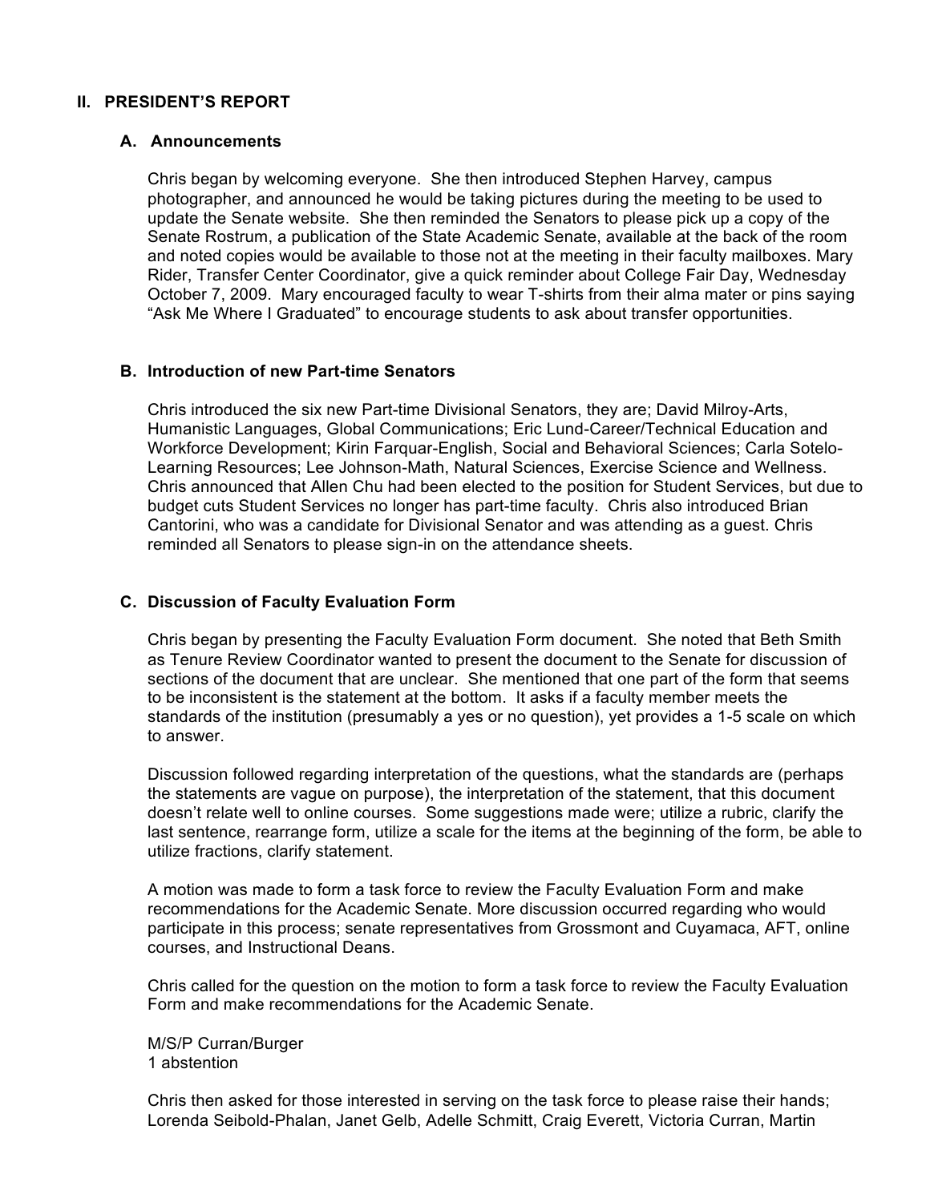## II. PRESIDENT'S REPORT

### A. Announcements

Chris began by welcoming everyone. She then introduced Stephen Harvey, campus photographer, and announced he would be taking pictures during the meeting to be used to update the Senate website. She then reminded the Senators to please pick up a copy of the Senate Rostrum, a publication of the State Academic Senate, available at the back of the room and noted copies would be available to those not at the meeting in their faculty mailboxes. Mary Rider, Transfer Center Coordinator, give a quick reminder about College Fair Day, Wednesday October 7, 2009. Mary encouraged faculty to wear T-shirts from their alma mater or pins saying "Ask Me Where I Graduated" to encourage students to ask about transfer opportunities.

### B. Introduction of new Part-time Senators

Chris introduced the six new Part-time Divisional Senators, they are; David Milroy-Arts, Humanistic Languages, Global Communications; Eric Lund-Career/Technical Education and Workforce Development; Kirin Farquar-English, Social and Behavioral Sciences; Carla Sotelo-Learning Resources; Lee Johnson-Math, Natural Sciences, Exercise Science and Wellness. Chris announced that Allen Chu had been elected to the position for Student Services, but due to budget cuts Student Services no longer has part-time faculty. Chris also introduced Brian Cantorini, who was a candidate for Divisional Senator and was attending as a guest. Chris reminded all Senators to please sign-in on the attendance sheets.

### C. Discussion of Faculty Evaluation Form

Chris began by presenting the Faculty Evaluation Form document. She noted that Beth Smith as Tenure Review Coordinator wanted to present the document to the Senate for discussion of sections of the document that are unclear. She mentioned that one part of the form that seems to be inconsistent is the statement at the bottom. It asks if a faculty member meets the standards of the institution (presumably a yes or no question), yet provides a 1-5 scale on which to answer.

Discussion followed regarding interpretation of the questions, what the standards are (perhaps the statements are vague on purpose), the interpretation of the statement, that this document doesn't relate well to online courses. Some suggestions made were; utilize a rubric, clarify the last sentence, rearrange form, utilize a scale for the items at the beginning of the form, be able to utilize fractions, clarify statement.

A motion was made to form a task force to review the Faculty Evaluation Form and make recommendations for the Academic Senate. More discussion occurred regarding who would participate in this process; senate representatives from Grossmont and Cuyamaca, AFT, online courses, and Instructional Deans.

Chris called for the question on the motion to form a task force to review the Faculty Evaluation Form and make recommendations for the Academic Senate.

M/S/P Curran/Burger
1 abstention

Chris then asked for those interested in serving on the task force to please raise their hands; Lorenda Seibold-Phalan, Janet Gelb, Adelle Schmitt, Craig Everett, Victoria Curran, Martin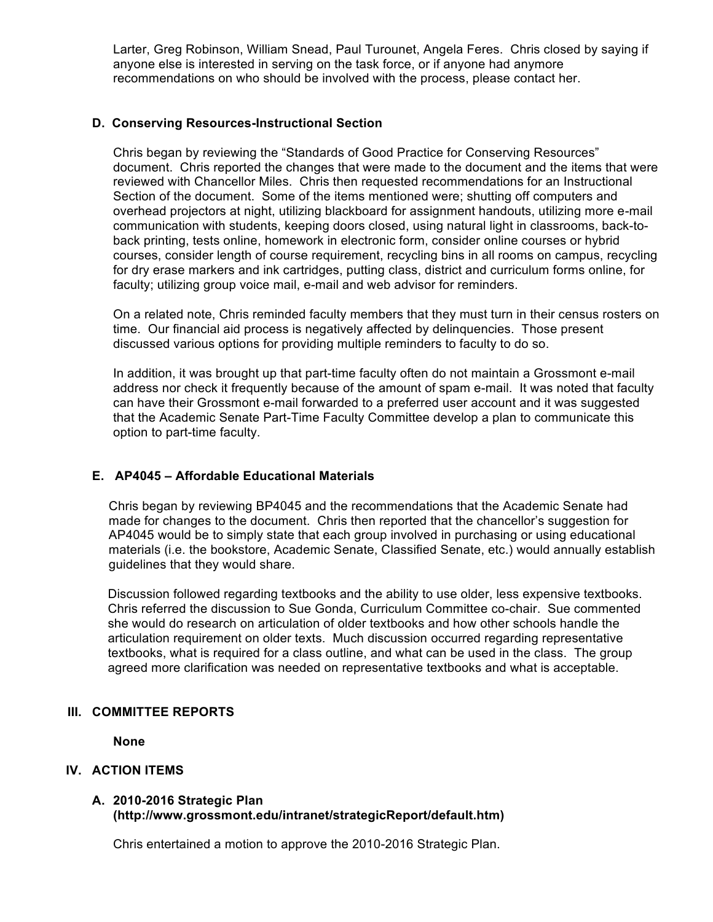Larter, Greg Robinson, William Snead, Paul Turounet, Angela Feres. Chris closed by saying if anyone else is interested in serving on the task force, or if anyone had anymore recommendations on who should be involved with the process, please contact her.

### D. Conserving Resources-Instructional Section

Chris began by reviewing the "Standards of Good Practice for Conserving Resources" document. Chris reported the changes that were made to the document and the items that were reviewed with Chancellor Miles. Chris then requested recommendations for an Instructional Section of the document. Some of the items mentioned were; shutting off computers and overhead projectors at night, utilizing blackboard for assignment handouts, utilizing more e-mail communication with students, keeping doors closed, using natural light in classrooms, back-to-back printing, tests online, homework in electronic form, consider online courses or hybrid courses, consider length of course requirement, recycling bins in all rooms on campus, recycling for dry erase markers and ink cartridges, putting class, district and curriculum forms online, for faculty; utilizing group voice mail, e-mail and web advisor for reminders.

On a related note, Chris reminded faculty members that they must turn in their census rosters on time. Our financial aid process is negatively affected by delinquencies. Those present discussed various options for providing multiple reminders to faculty to do so.

In addition, it was brought up that part-time faculty often do not maintain a Grossmont e-mail address nor check it frequently because of the amount of spam e-mail. It was noted that faculty can have their Grossmont e-mail forwarded to a preferred user account and it was suggested that the Academic Senate Part-Time Faculty Committee develop a plan to communicate this option to part-time faculty.

### E. AP4045 – Affordable Educational Materials

Chris began by reviewing BP4045 and the recommendations that the Academic Senate had made for changes to the document. Chris then reported that the chancellor's suggestion for AP4045 would be to simply state that each group involved in purchasing or using educational materials (i.e. the bookstore, Academic Senate, Classified Senate, etc.) would annually establish guidelines that they would share.

Discussion followed regarding textbooks and the ability to use older, less expensive textbooks. Chris referred the discussion to Sue Gonda, Curriculum Committee co-chair. Sue commented she would do research on articulation of older textbooks and how other schools handle the articulation requirement on older texts. Much discussion occurred regarding representative textbooks, what is required for a class outline, and what can be used in the class. The group agreed more clarification was needed on representative textbooks and what is acceptable.

## III. COMMITTEE REPORTS

**None**

## IV. ACTION ITEMS

### A. 2010-2016 Strategic Plan (http://www.grossmont.edu/intranet/strategicReport/default.htm)

Chris entertained a motion to approve the 2010-2016 Strategic Plan.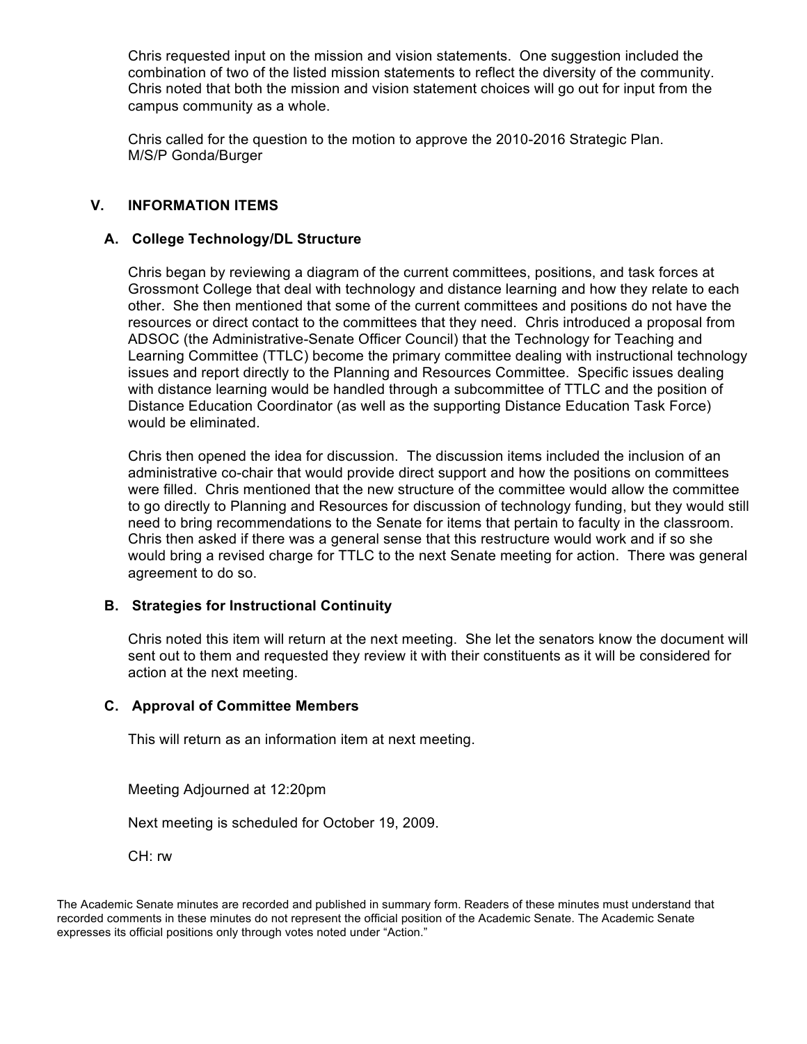Chris requested input on the mission and vision statements. One suggestion included the combination of two of the listed mission statements to reflect the diversity of the community. Chris noted that both the mission and vision statement choices will go out for input from the campus community as a whole.

Chris called for the question to the motion to approve the 2010-2016 Strategic Plan.
M/S/P Gonda/Burger

## V. INFORMATION ITEMS

### A. College Technology/DL Structure

Chris began by reviewing a diagram of the current committees, positions, and task forces at Grossmont College that deal with technology and distance learning and how they relate to each other. She then mentioned that some of the current committees and positions do not have the resources or direct contact to the committees that they need. Chris introduced a proposal from ADSOC (the Administrative-Senate Officer Council) that the Technology for Teaching and Learning Committee (TTLC) become the primary committee dealing with instructional technology issues and report directly to the Planning and Resources Committee. Specific issues dealing with distance learning would be handled through a subcommittee of TTLC and the position of Distance Education Coordinator (as well as the supporting Distance Education Task Force) would be eliminated.

Chris then opened the idea for discussion. The discussion items included the inclusion of an administrative co-chair that would provide direct support and how the positions on committees were filled. Chris mentioned that the new structure of the committee would allow the committee to go directly to Planning and Resources for discussion of technology funding, but they would still need to bring recommendations to the Senate for items that pertain to faculty in the classroom. Chris then asked if there was a general sense that this restructure would work and if so she would bring a revised charge for TTLC to the next Senate meeting for action. There was general agreement to do so.

### B. Strategies for Instructional Continuity

Chris noted this item will return at the next meeting. She let the senators know the document will sent out to them and requested they review it with their constituents as it will be considered for action at the next meeting.

### C. Approval of Committee Members

This will return as an information item at next meeting.

Meeting Adjourned at 12:20pm

Next meeting is scheduled for October 19, 2009.

CH: rw

The Academic Senate minutes are recorded and published in summary form. Readers of these minutes must understand that recorded comments in these minutes do not represent the official position of the Academic Senate. The Academic Senate expresses its official positions only through votes noted under "Action."